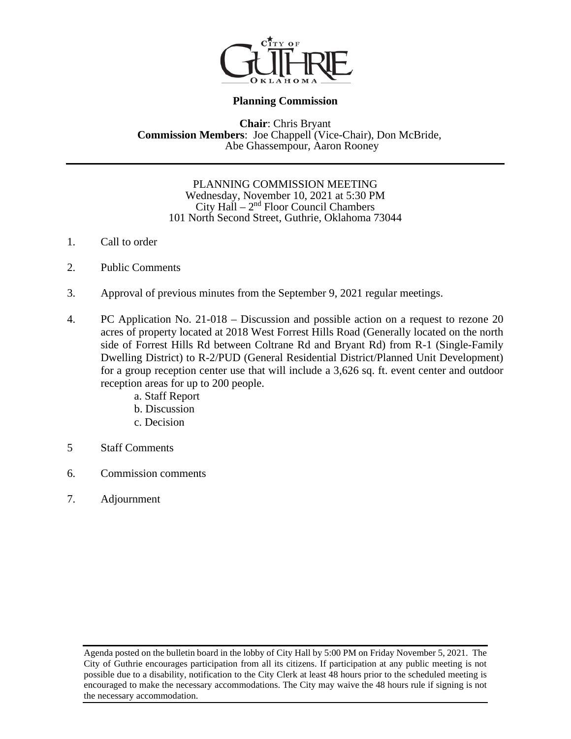CITY OF GUTHRIE OKLAHOMA

**Planning Commission**

**Chair**: Chris Bryant
**Commission Members**: Joe Chappell (Vice-Chair), Don McBride, Abe Ghassempour, Aaron Rooney

---

PLANNING COMMISSION MEETING
Wednesday, November 10, 2021 at 5:30 PM
City Hall – 2nd Floor Council Chambers
101 North Second Street, Guthrie, Oklahoma 73044

1. Call to order

2. Public Comments

3. Approval of previous minutes from the September 9, 2021 regular meetings.

4. PC Application No. 21-018 – Discussion and possible action on a request to rezone 20 acres of property located at 2018 West Forrest Hills Road (Generally located on the north side of Forrest Hills Rd between Coltrane Rd and Bryant Rd) from R-1 (Single-Family Dwelling District) to R-2/PUD (General Residential District/Planned Unit Development) for a group reception center use that will include a 3,626 sq. ft. event center and outdoor reception areas for up to 200 people.
   a. Staff Report
   b. Discussion
   c. Decision

5 Staff Comments

6. Commission comments

7. Adjournment

---

Agenda posted on the bulletin board in the lobby of City Hall by 5:00 PM on Friday November 5, 2021. The City of Guthrie encourages participation from all its citizens. If participation at any public meeting is not possible due to a disability, notification to the City Clerk at least 48 hours prior to the scheduled meeting is encouraged to make the necessary accommodations. The City may waive the 48 hours rule if signing is not the necessary accommodation.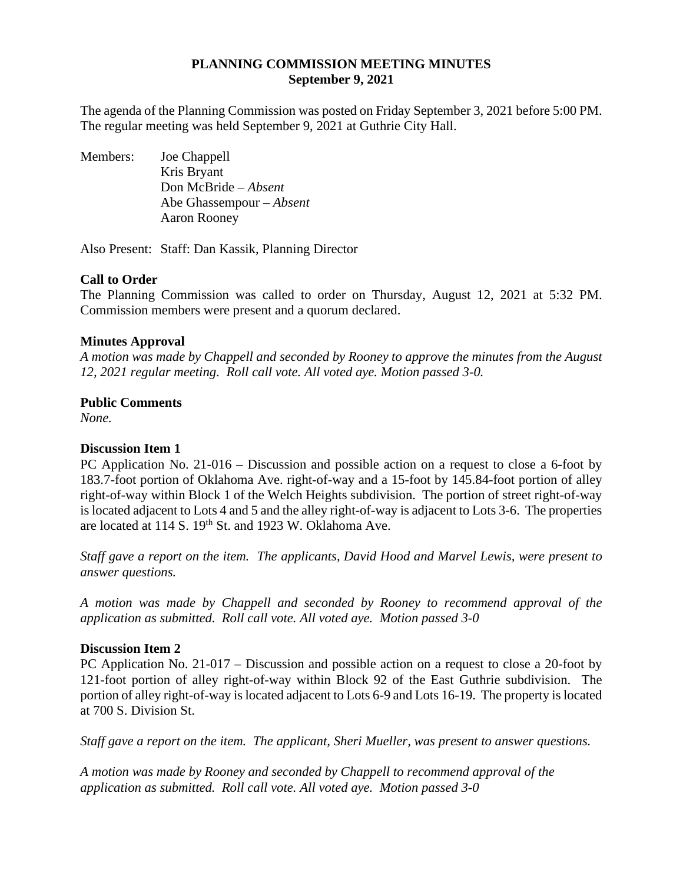# PLANNING COMMISSION MEETING MINUTES
## September 9, 2021

The agenda of the Planning Commission was posted on Friday September 3, 2021 before 5:00 PM. The regular meeting was held September 9, 2021 at Guthrie City Hall.

Members:
- Joe Chappell
- Kris Bryant
- Don McBride – *Absent*
- Abe Ghassempour – *Absent*
- Aaron Rooney

Also Present: Staff: Dan Kassik, Planning Director

**Call to Order**

The Planning Commission was called to order on Thursday, August 12, 2021 at 5:32 PM. Commission members were present and a quorum declared.

**Minutes Approval**

*A motion was made by Chappell and seconded by Rooney to approve the minutes from the August 12, 2021 regular meeting. Roll call vote. All voted aye. Motion passed 3-0.*

**Public Comments**

*None.*

**Discussion Item 1**

PC Application No. 21-016 – Discussion and possible action on a request to close a 6-foot by 183.7-foot portion of Oklahoma Ave. right-of-way and a 15-foot by 145.84-foot portion of alley right-of-way within Block 1 of the Welch Heights subdivision. The portion of street right-of-way is located adjacent to Lots 4 and 5 and the alley right-of-way is adjacent to Lots 3-6. The properties are located at 114 S. 19th St. and 1923 W. Oklahoma Ave.

*Staff gave a report on the item. The applicants, David Hood and Marvel Lewis, were present to answer questions.*

*A motion was made by Chappell and seconded by Rooney to recommend approval of the application as submitted. Roll call vote. All voted aye. Motion passed 3-0*

**Discussion Item 2**

PC Application No. 21-017 – Discussion and possible action on a request to close a 20-foot by 121-foot portion of alley right-of-way within Block 92 of the East Guthrie subdivision. The portion of alley right-of-way is located adjacent to Lots 6-9 and Lots 16-19. The property is located at 700 S. Division St.

*Staff gave a report on the item. The applicant, Sheri Mueller, was present to answer questions.*

*A motion was made by Rooney and seconded by Chappell to recommend approval of the application as submitted. Roll call vote. All voted aye. Motion passed 3-0*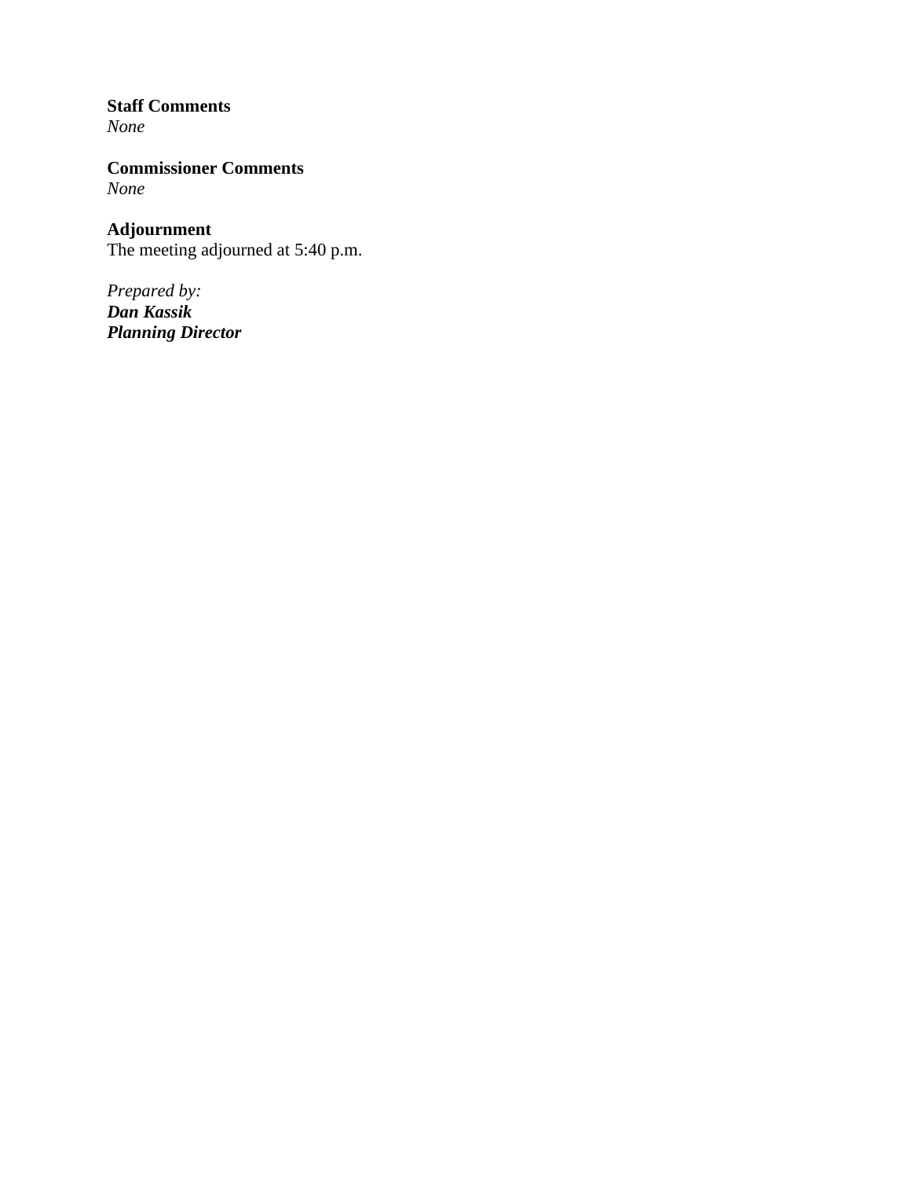**Staff Comments**
*None*

**Commissioner Comments**
*None*

**Adjournment**
The meeting adjourned at 5:40 p.m.

*Prepared by:*
***Dan Kassik***
***Planning Director***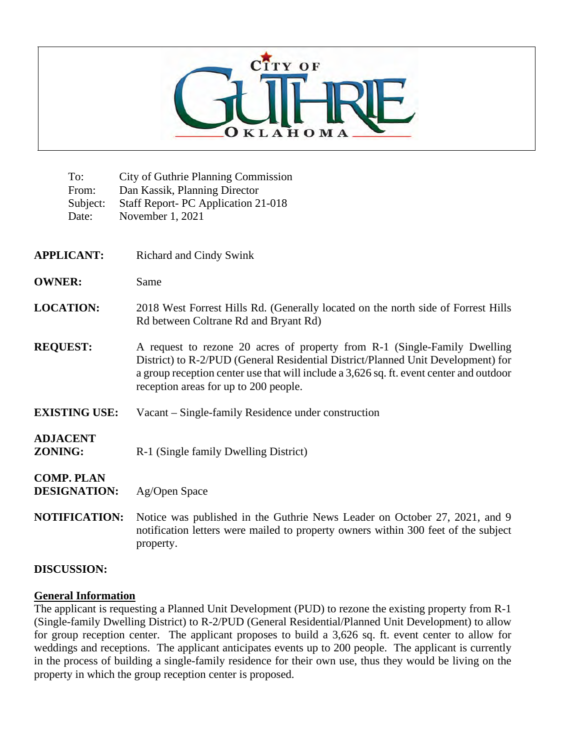**CITY OF GUTHRIE OKLAHOMA**

To: City of Guthrie Planning Commission
From: Dan Kassik, Planning Director
Subject: Staff Report- PC Application 21-018
Date: November 1, 2021

**APPLICANT:** Richard and Cindy Swink

**OWNER:** Same

**LOCATION:** 2018 West Forrest Hills Rd. (Generally located on the north side of Forrest Hills Rd between Coltrane Rd and Bryant Rd)

**REQUEST:** A request to rezone 20 acres of property from R-1 (Single-Family Dwelling District) to R-2/PUD (General Residential District/Planned Unit Development) for a group reception center use that will include a 3,626 sq. ft. event center and outdoor reception areas for up to 200 people.

**EXISTING USE:** Vacant – Single-family Residence under construction

**ADJACENT ZONING:** R-1 (Single family Dwelling District)

**COMP. PLAN DESIGNATION:** Ag/Open Space

**NOTIFICATION:** Notice was published in the Guthrie News Leader on October 27, 2021, and 9 notification letters were mailed to property owners within 300 feet of the subject property.

**DISCUSSION:**

**General Information**

The applicant is requesting a Planned Unit Development (PUD) to rezone the existing property from R-1 (Single-family Dwelling District) to R-2/PUD (General Residential/Planned Unit Development) to allow for group reception center. The applicant proposes to build a 3,626 sq. ft. event center to allow for weddings and receptions. The applicant anticipates events up to 200 people. The applicant is currently in the process of building a single-family residence for their own use, thus they would be living on the property in which the group reception center is proposed.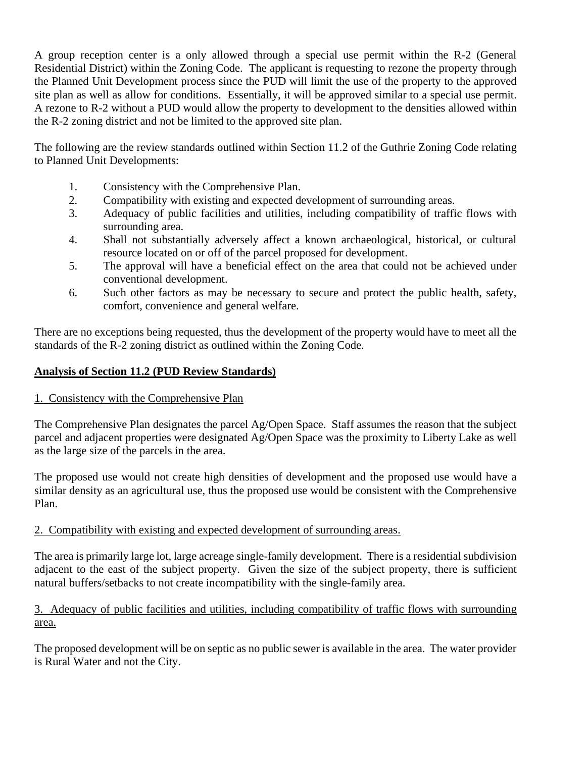A group reception center is a only allowed through a special use permit within the R-2 (General Residential District) within the Zoning Code. The applicant is requesting to rezone the property through the Planned Unit Development process since the PUD will limit the use of the property to the approved site plan as well as allow for conditions. Essentially, it will be approved similar to a special use permit. A rezone to R-2 without a PUD would allow the property to development to the densities allowed within the R-2 zoning district and not be limited to the approved site plan.

The following are the review standards outlined within Section 11.2 of the Guthrie Zoning Code relating to Planned Unit Developments:

1. Consistency with the Comprehensive Plan.
2. Compatibility with existing and expected development of surrounding areas.
3. Adequacy of public facilities and utilities, including compatibility of traffic flows with surrounding area.
4. Shall not substantially adversely affect a known archaeological, historical, or cultural resource located on or off of the parcel proposed for development.
5. The approval will have a beneficial effect on the area that could not be achieved under conventional development.
6. Such other factors as may be necessary to secure and protect the public health, safety, comfort, convenience and general welfare.

There are no exceptions being requested, thus the development of the property would have to meet all the standards of the R-2 zoning district as outlined within the Zoning Code.

**Analysis of Section 11.2 (PUD Review Standards)**

1. Consistency with the Comprehensive Plan

The Comprehensive Plan designates the parcel Ag/Open Space. Staff assumes the reason that the subject parcel and adjacent properties were designated Ag/Open Space was the proximity to Liberty Lake as well as the large size of the parcels in the area.

The proposed use would not create high densities of development and the proposed use would have a similar density as an agricultural use, thus the proposed use would be consistent with the Comprehensive Plan.

2. Compatibility with existing and expected development of surrounding areas.

The area is primarily large lot, large acreage single-family development. There is a residential subdivision adjacent to the east of the subject property. Given the size of the subject property, there is sufficient natural buffers/setbacks to not create incompatibility with the single-family area.

3. Adequacy of public facilities and utilities, including compatibility of traffic flows with surrounding area.

The proposed development will be on septic as no public sewer is available in the area. The water provider is Rural Water and not the City.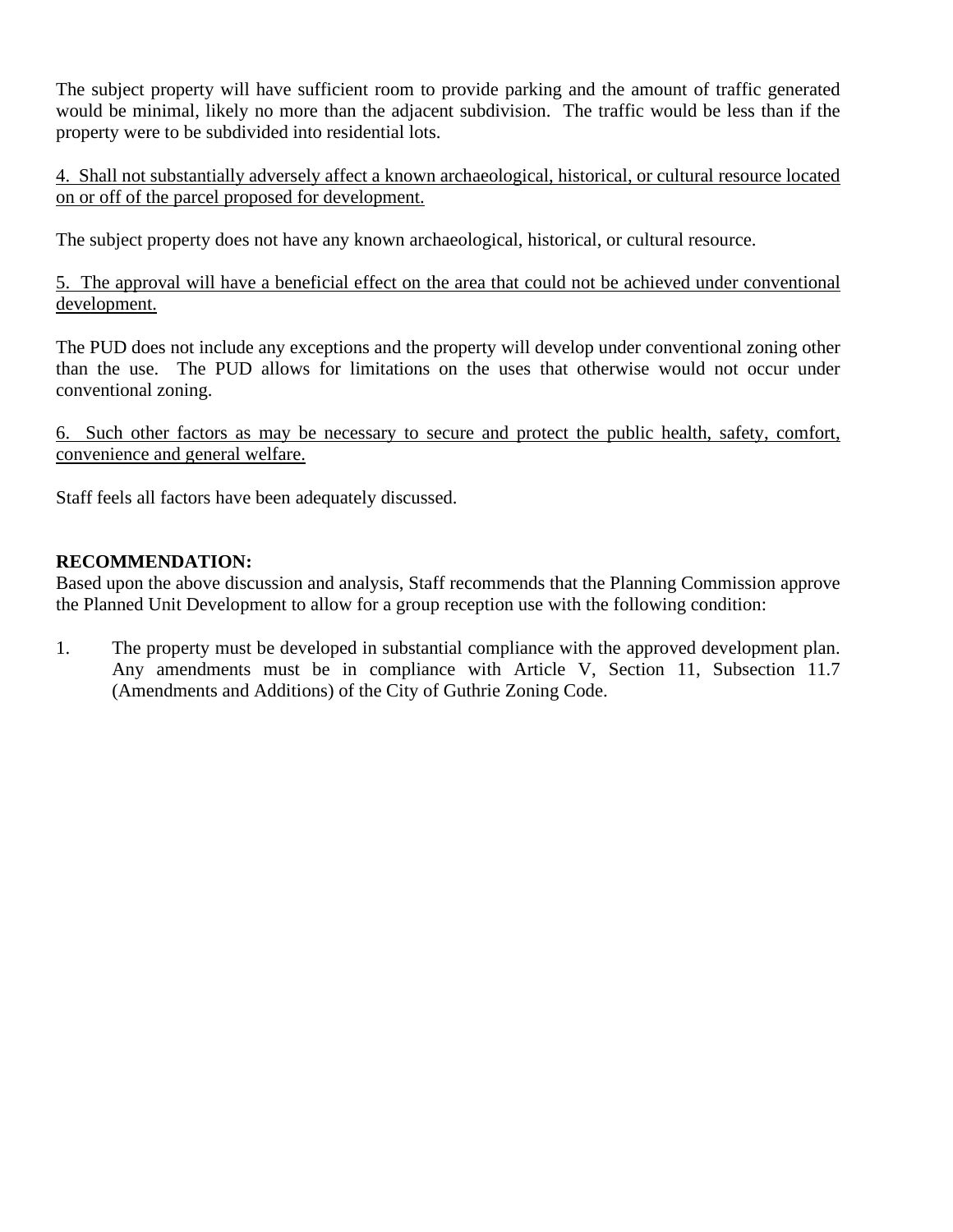The subject property will have sufficient room to provide parking and the amount of traffic generated would be minimal, likely no more than the adjacent subdivision. The traffic would be less than if the property were to be subdivided into residential lots.

4. Shall not substantially adversely affect a known archaeological, historical, or cultural resource located on or off of the parcel proposed for development.

The subject property does not have any known archaeological, historical, or cultural resource.

5. The approval will have a beneficial effect on the area that could not be achieved under conventional development.

The PUD does not include any exceptions and the property will develop under conventional zoning other than the use. The PUD allows for limitations on the uses that otherwise would not occur under conventional zoning.

6. Such other factors as may be necessary to secure and protect the public health, safety, comfort, convenience and general welfare.

Staff feels all factors have been adequately discussed.

**RECOMMENDATION:**

Based upon the above discussion and analysis, Staff recommends that the Planning Commission approve the Planned Unit Development to allow for a group reception use with the following condition:

1. The property must be developed in substantial compliance with the approved development plan. Any amendments must be in compliance with Article V, Section 11, Subsection 11.7 (Amendments and Additions) of the City of Guthrie Zoning Code.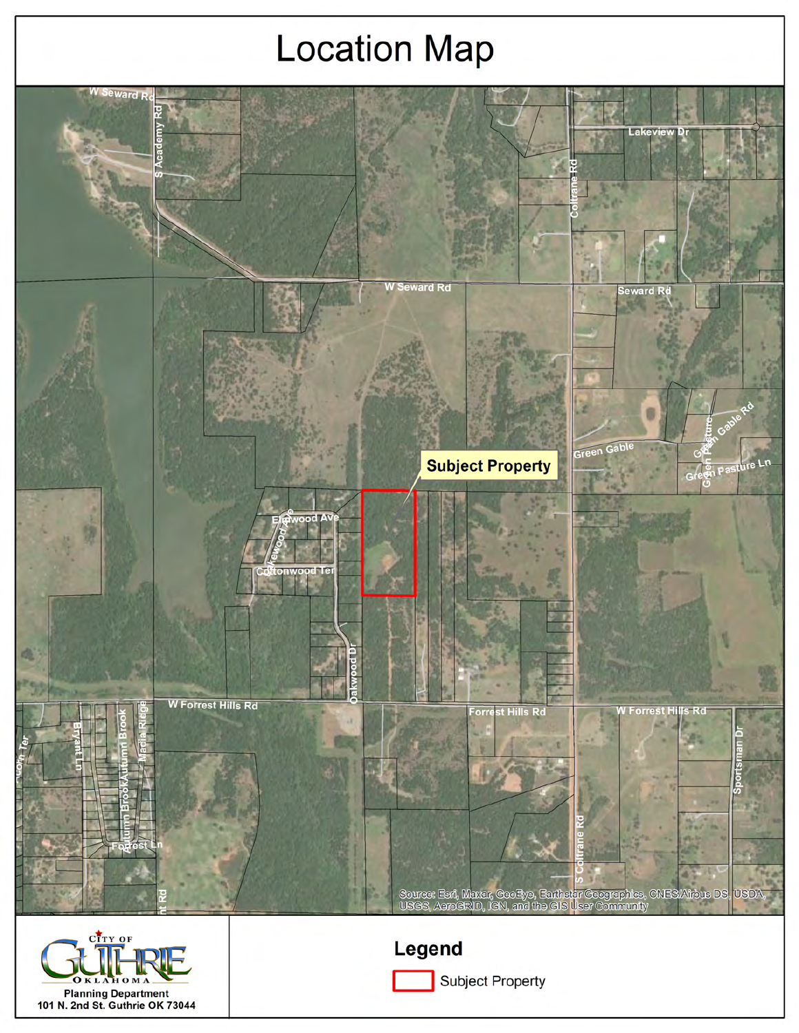# Location Map

Subject Property

W Seward Rd

S Academy Rd

Lakeview Dr

Coltrane Rd

Seward Rd

Green Gable

Green Gable Rd

Green Pasture

Green Pasture Ln

Elmwood Ave

Oakwood Ave

Cottonwood Ter

Oakwood Dr

W Forrest Hills Rd

Forrest Hills Rd

Bryant Ln

Autumn Brook

Media Ridge

Forrest Ln

S Coltrane Rd

Sportsman Dr

Source: Esri, Maxar, GeoEye, Earthstar Geographics, CNES/Airbus DS, USDA, USGS, AeroGRID, IGN, and the GIS User Community

**Legend**

Subject Property

CITY OF GUTHRIE OKLAHOMA

Planning Department
101 N. 2nd St. Guthrie OK 73044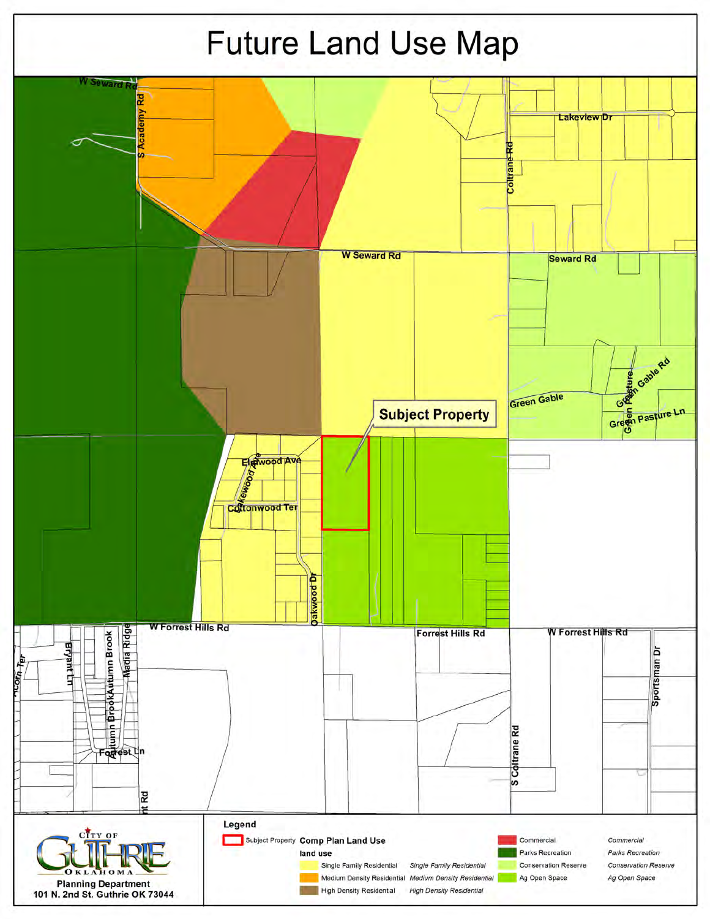# Future Land Use Map

W Seward Rd

S Academy Rd

Lakeview Dr

Coltrane Rd

W Seward Rd

Seward Rd

Green Gable

Green Gable Rd

Green Pasture Ln

Subject Property

Elmwood Ave

Oakwood Ave

Cottonwood Ter

Oakwood Dr

W Forrest Hills Rd

Forrest Hills Rd

W Forrest Hills Rd

Sportsman Dr

S Coltrane Rd

Bryant Ln

Autumn Brook

Autumn Brook

Media Ridge

Forest Ln

Acorn Ter

CITY OF GUTHRIE OKLAHOMA

Planning Department
101 N. 2nd St. Guthrie OK 73044

**Legend**

Subject Property

**Comp Plan Land Use**

**land use**

| Color | Land Use |
|---|---|
| Single Family Residential | *Single Family Residential* |
| Medium Density Residential | *Medium Density Residential* |
| High Density Residential | *High Density Residential* |
| Commercial | *Commercial* |
| Parks Recreation | *Parks Recreation* |
| Conservation Reserve | *Conservation Reserve* |
| Ag Open Space | *Ag Open Space* |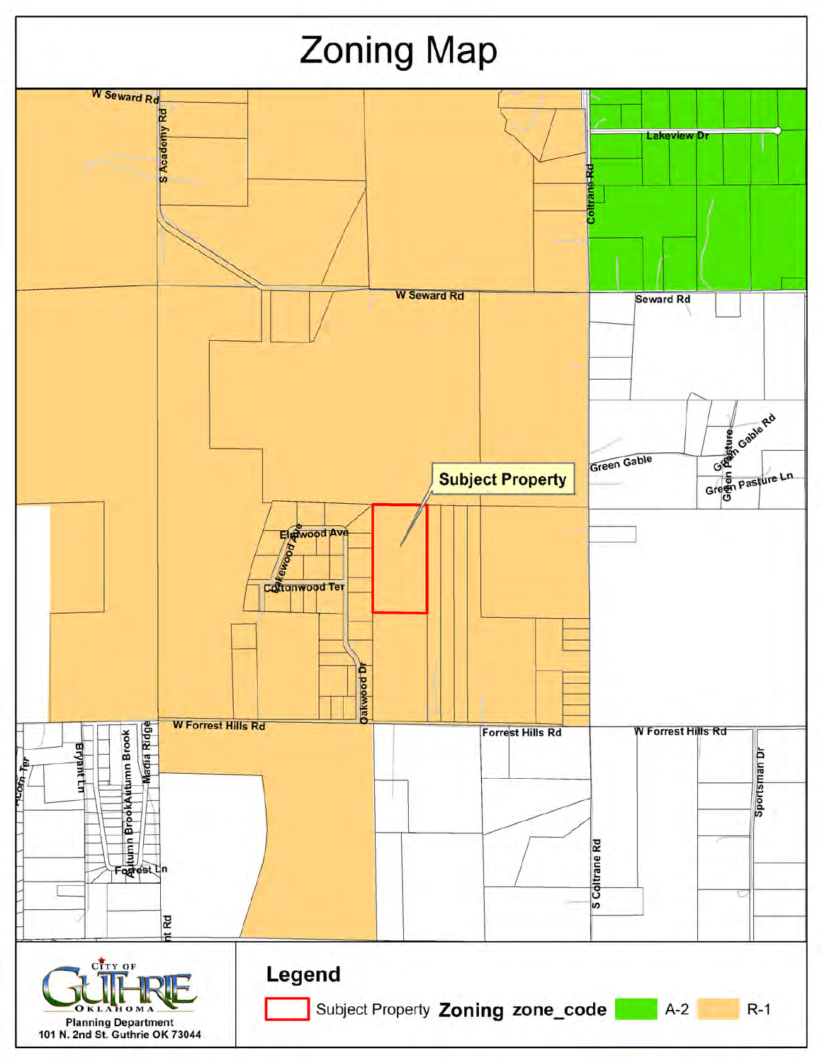# Zoning Map

W Seward Rd

S Academy Rd

Lakeview Dr

Coltrane Rd

W Seward Rd

Seward Rd

Green Gable

Green Gable Rd

Green Pasture Ln

**Subject Property**

Elmwood Ave

Oakwood Ave

Cottonwood Ter

Oakwood Dr

W Forrest Hills Rd

Forrest Hills Rd

W Forrest Hills Rd

Sportsman Dr

S Coltrane Rd

Acorn Ter

Bryant Ln

Autumn Brook

Autumn Brook

Media Ridge

Forrest Ln

nt Rd

CITY OF GUTHRIE OKLAHOMA
Planning Department
101 N. 2nd St. Guthrie OK 73044

**Legend**

Subject Property **Zoning zone_code** A-2 R-1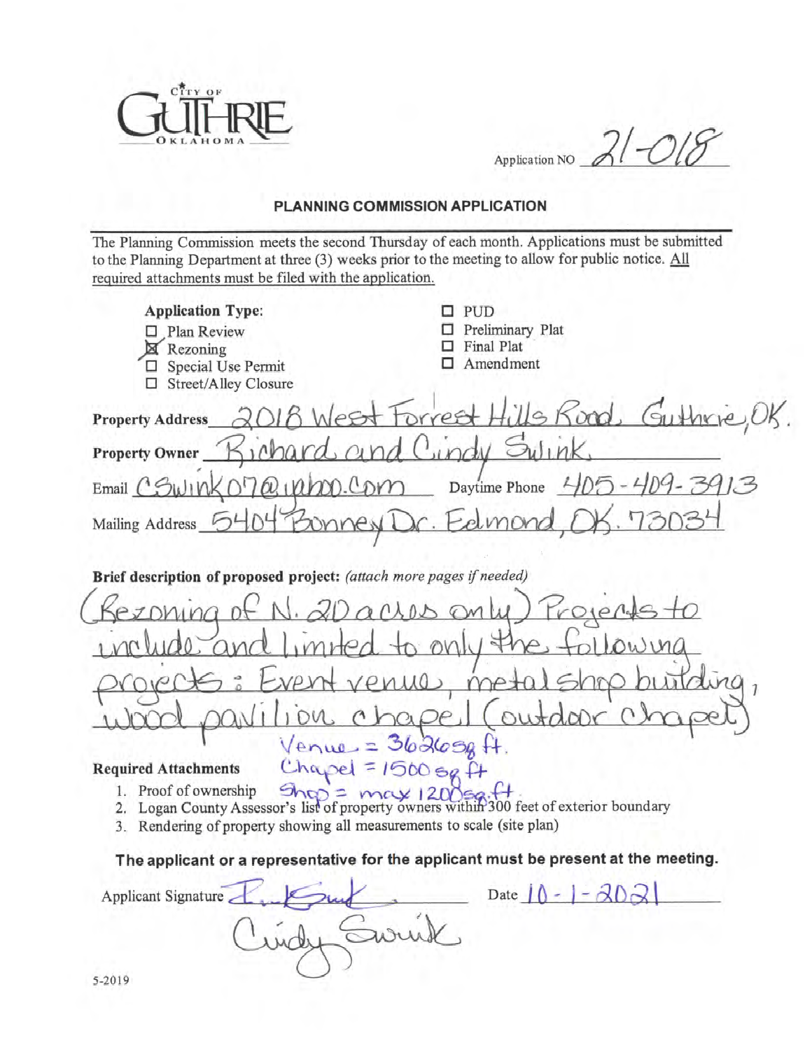CITY OF GUTHRIE OKLAHOMA

Application NO 21-018

## PLANNING COMMISSION APPLICATION

The Planning Commission meets the second Thursday of each month. Applications must be submitted to the Planning Department at three (3) weeks prior to the meeting to allow for public notice. All required attachments must be filed with the application.

**Application Type:**

- ☐ Plan Review
- ☒ Rezoning
- ☐ Special Use Permit
- ☐ Street/Alley Closure
- ☐ PUD
- ☐ Preliminary Plat
- ☐ Final Plat
- ☐ Amendment

**Property Address** 2018 West Forrest Hills Road, Guthrie, OK.

**Property Owner** Richard and Cindy Swink.

Email cswink07@yahoo.com Daytime Phone 405-409-3913

Mailing Address 5404 Bonney Dr. Edmond, OK. 73034

**Brief description of proposed project:** *(attach more pages if needed)*

(Rezoning of N. 20 acres only) Projects to include and limited to only the following projects: Event venue, metal shop building, wood pavilion chapel (outdoor chapel)

Venue = 3626 sq ft.
Chapel = 1500 sq ft
Shop = max 1200 sq ft

**Required Attachments**

1. Proof of ownership
2. Logan County Assessor's list of property owners within 300 feet of exterior boundary
3. Rendering of property showing all measurements to scale (site plan)

**The applicant or a representative for the applicant must be present at the meeting.**

Applicant Signature R. Swink Date 10-1-2021

Cindy Swink

5-2019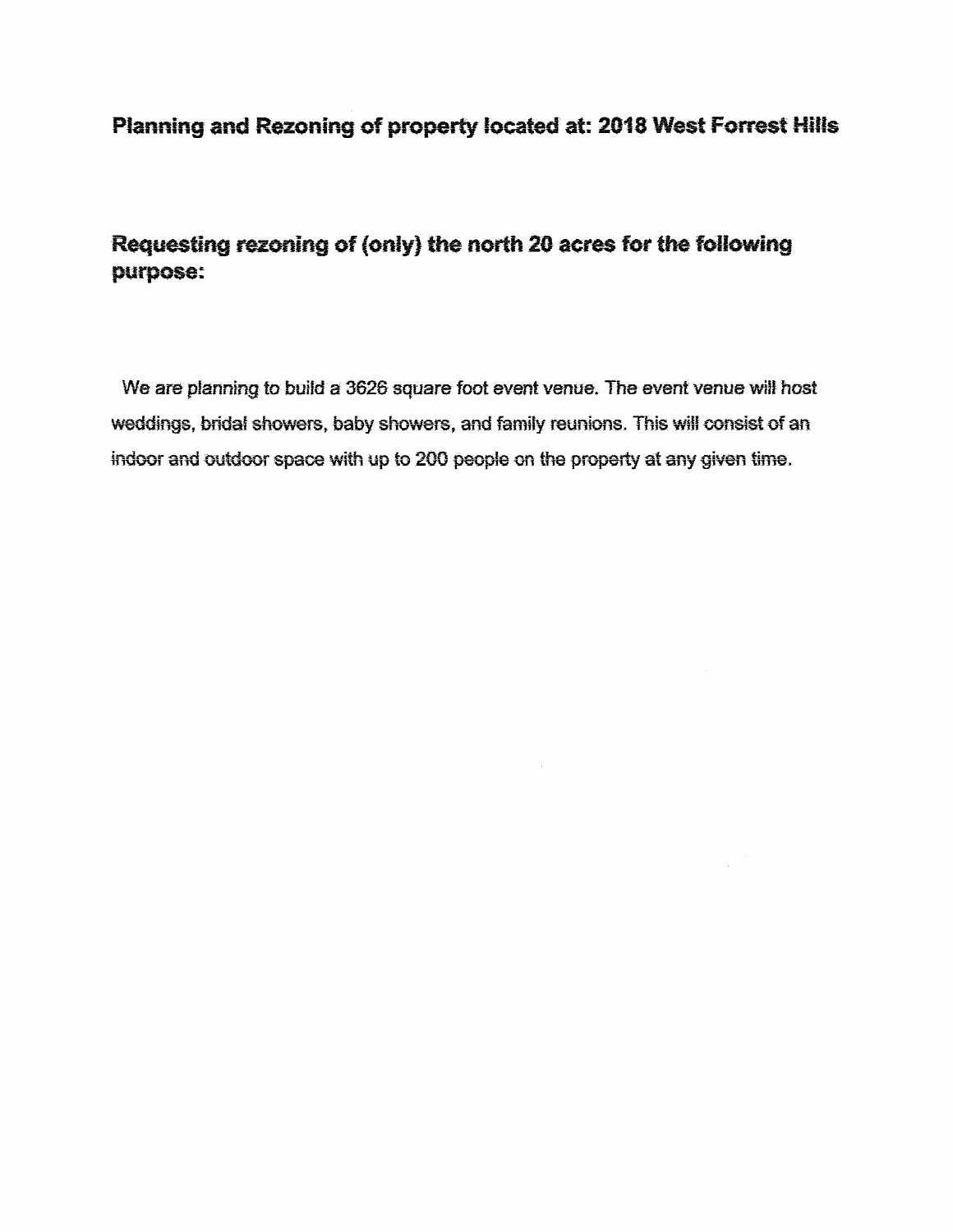## Planning and Rezoning of property located at: 2018 West Forrest Hills

## Requesting rezoning of (only) the north 20 acres for the following purpose:

We are planning to build a 3626 square foot event venue. The event venue will host weddings, bridal showers, baby showers, and family reunions. This will consist of an indoor and outdoor space with up to 200 people on the property at any given time.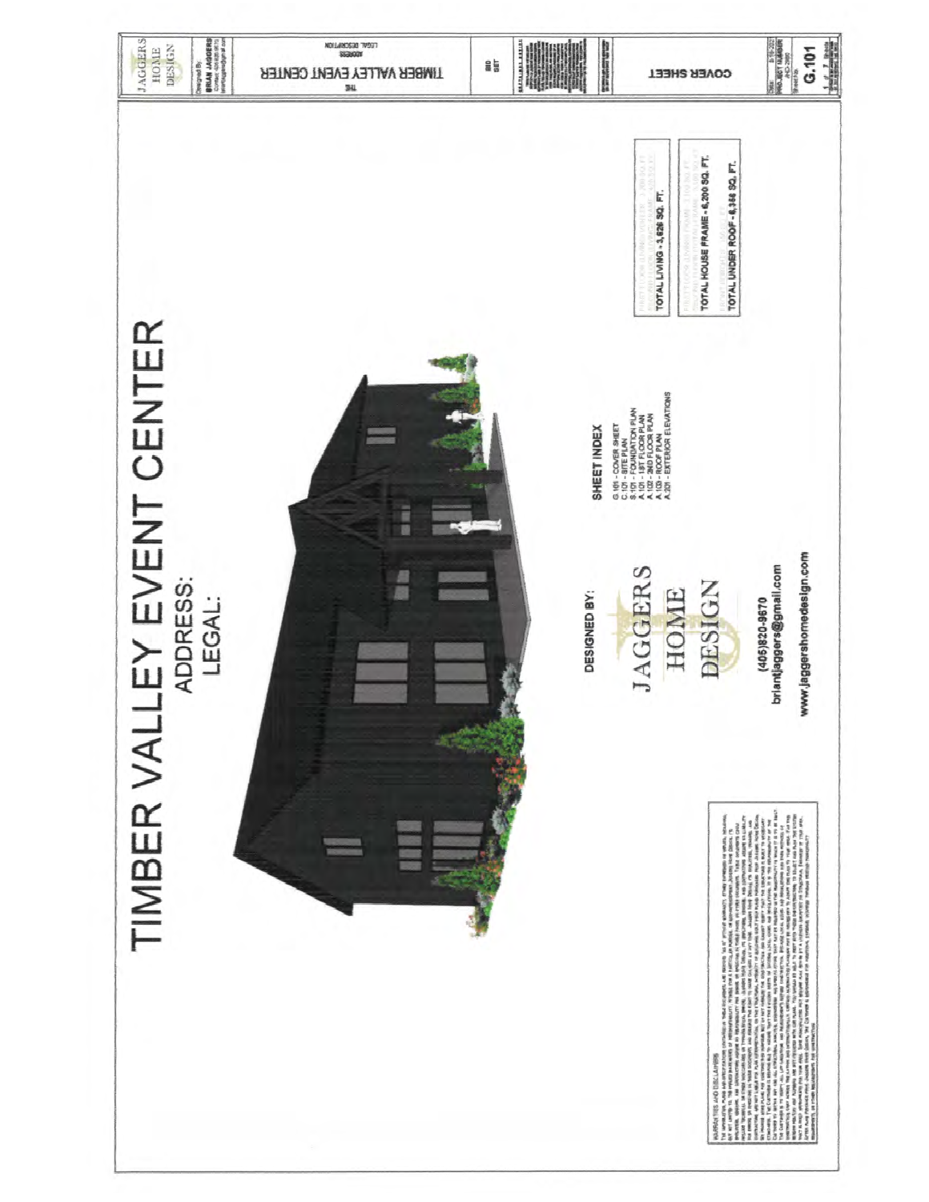# TIMBER VALLEY EVENT CENTER

ADDRESS:

LEGAL:

DESIGNED BY:

JAGGERS HOME DESIGN

(405)820-9670

briantjaggers@gmail.com

www.jaggershomedesign.com

## SHEET INDEX

- G.101 - COVER SHEET
- C.101 - SITE PLAN
- S.101 - FOUNDATION PLAN
- A.101 - 1ST FLOOR PLAN
- A.102 - 2ND FLOOR PLAN
- A.103 - ROOF PLAN
- A.201 - EXTERIOR ELEVATIONS

TOTAL LIVING - 3,626 SQ. FT.

TOTAL HOUSE FRAME - 6,200 SQ. FT.

TOTAL UNDER ROOF - 6,356 SQ. FT.

WARRANTIES AND DISCLAIMERS

JAGGERS HOME DESIGN

Designed By:
BRIAN JAGGERS

THE TIMBER VALLEY EVENT CENTER

ADDRESS

LEGAL DESCRIPTION

BID SET

COVER SHEET

PROJECT NUMBER

G.101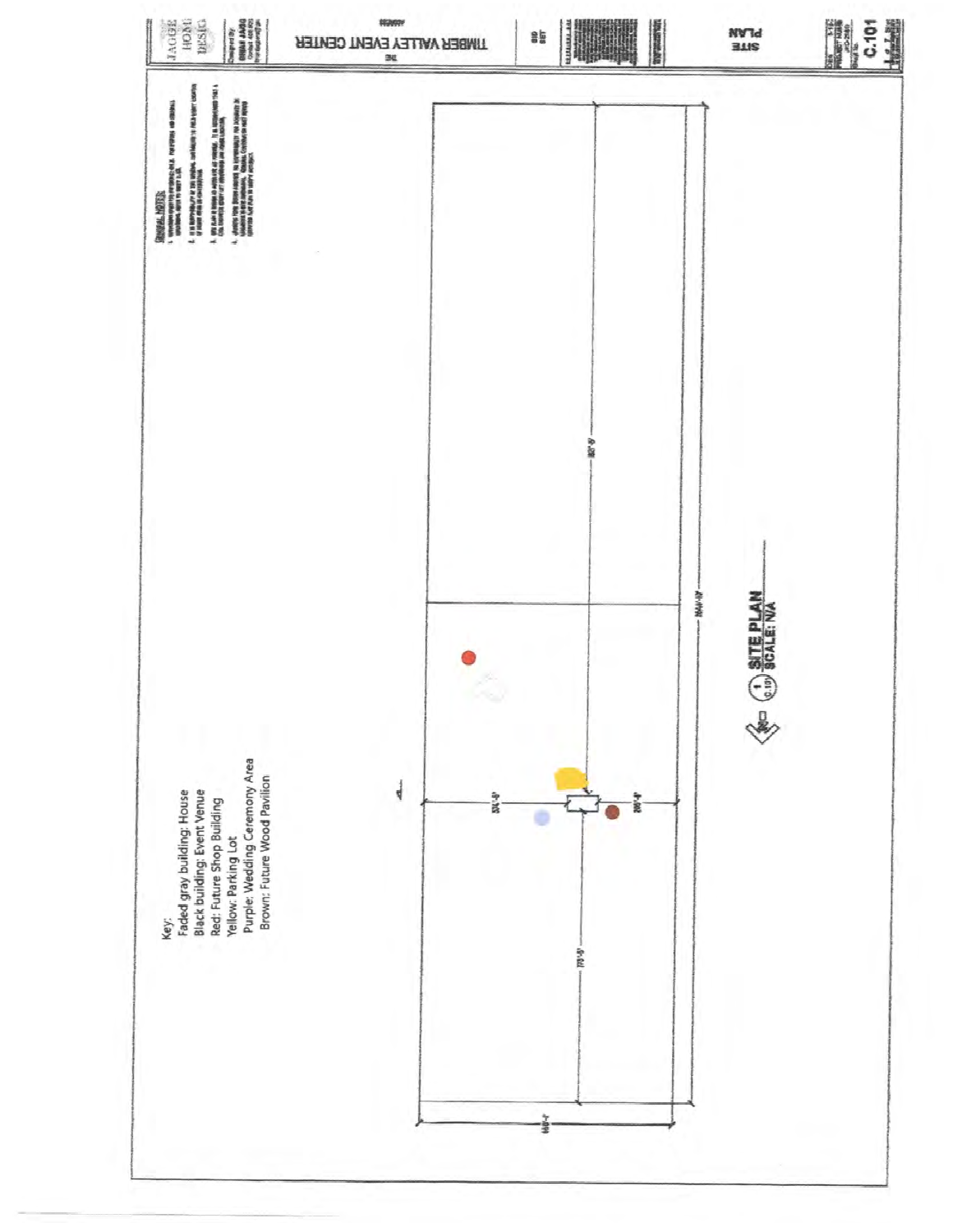Key:
Faded gray building: House
Black building: Event Venue
Red: Future Shop Building
Yellow: Parking Lot
Purple: Wedding Ceremony Area
Brown: Future Wood Pavilion

GENERAL NOTES:

SITE PLAN
SCALE: N/A

TIMBER VALLEY EVENT CENTER

SITE PLAN

C.101